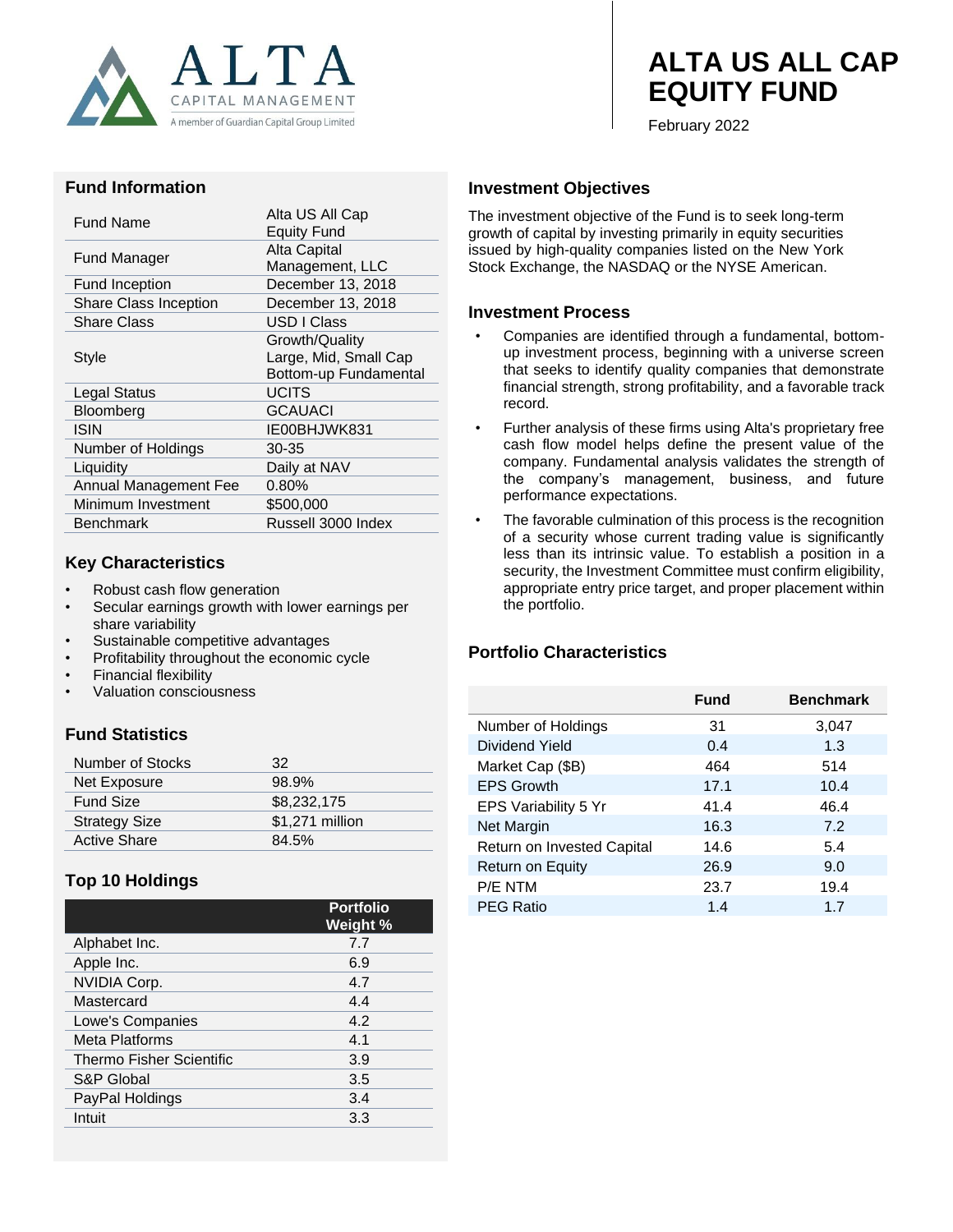ALTA
CAPITAL MANAGEMENT
A member of Guardian Capital Group Limited

# ALTA US ALL CAP EQUITY FUND

February 2022

## Fund Information

| | |
|---|---|
| Fund Name | Alta US All Cap Equity Fund |
| Fund Manager | Alta Capital Management, LLC |
| Fund Inception | December 13, 2018 |
| Share Class Inception | December 13, 2018 |
| Share Class | USD I Class |
| Style | Growth/Quality Large, Mid, Small Cap Bottom-up Fundamental |
| Legal Status | UCITS |
| Bloomberg | GCAUACI |
| ISIN | IE00BHJWK831 |
| Number of Holdings | 30-35 |
| Liquidity | Daily at NAV |
| Annual Management Fee | 0.80% |
| Minimum Investment | $500,000 |
| Benchmark | Russell 3000 Index |

## Key Characteristics

- Robust cash flow generation
- Secular earnings growth with lower earnings per share variability
- Sustainable competitive advantages
- Profitability throughout the economic cycle
- Financial flexibility
- Valuation consciousness

## Fund Statistics

| | |
|---|---|
| Number of Stocks | 32 |
| Net Exposure | 98.9% |
| Fund Size | $8,232,175 |
| Strategy Size | $1,271 million |
| Active Share | 84.5% |

## Top 10 Holdings

| | Portfolio Weight % |
|---|---|
| Alphabet Inc. | 7.7 |
| Apple Inc. | 6.9 |
| NVIDIA Corp. | 4.7 |
| Mastercard | 4.4 |
| Lowe's Companies | 4.2 |
| Meta Platforms | 4.1 |
| Thermo Fisher Scientific | 3.9 |
| S&P Global | 3.5 |
| PayPal Holdings | 3.4 |
| Intuit | 3.3 |

## Investment Objectives

The investment objective of the Fund is to seek long-term growth of capital by investing primarily in equity securities issued by high-quality companies listed on the New York Stock Exchange, the NASDAQ or the NYSE American.

## Investment Process

- Companies are identified through a fundamental, bottom-up investment process, beginning with a universe screen that seeks to identify quality companies that demonstrate financial strength, strong profitability, and a favorable track record.
- Further analysis of these firms using Alta's proprietary free cash flow model helps define the present value of the company. Fundamental analysis validates the strength of the company's management, business, and future performance expectations.
- The favorable culmination of this process is the recognition of a security whose current trading value is significantly less than its intrinsic value. To establish a position in a security, the Investment Committee must confirm eligibility, appropriate entry price target, and proper placement within the portfolio.

## Portfolio Characteristics

| | Fund | Benchmark |
|---|---|---|
| Number of Holdings | 31 | 3,047 |
| Dividend Yield | 0.4 | 1.3 |
| Market Cap ($B) | 464 | 514 |
| EPS Growth | 17.1 | 10.4 |
| EPS Variability 5 Yr | 41.4 | 46.4 |
| Net Margin | 16.3 | 7.2 |
| Return on Invested Capital | 14.6 | 5.4 |
| Return on Equity | 26.9 | 9.0 |
| P/E NTM | 23.7 | 19.4 |
| PEG Ratio | 1.4 | 1.7 |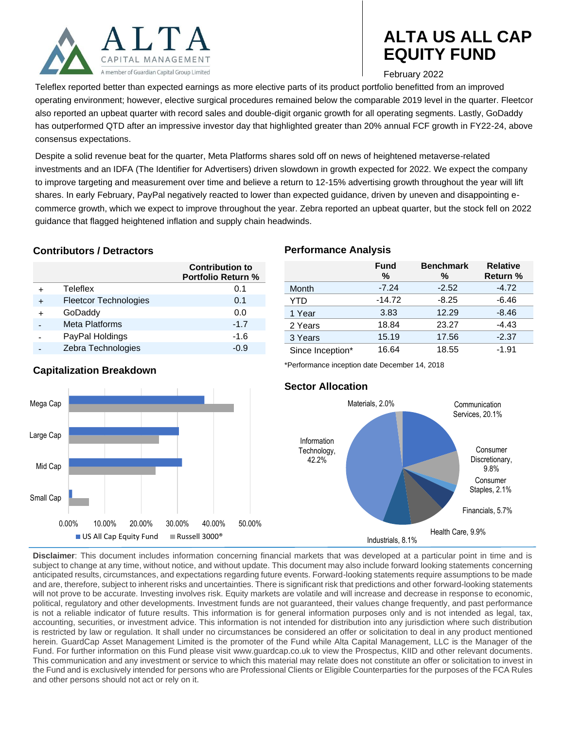# ALTA US ALL CAP EQUITY FUND

February 2022

Teleflex reported better than expected earnings as more elective parts of its product portfolio benefitted from an improved operating environment; however, elective surgical procedures remained below the comparable 2019 level in the quarter. Fleetcor also reported an upbeat quarter with record sales and double-digit organic growth for all operating segments. Lastly, GoDaddy has outperformed QTD after an impressive investor day that highlighted greater than 20% annual FCF growth in FY22-24, above consensus expectations.

Despite a solid revenue beat for the quarter, Meta Platforms shares sold off on news of heightened metaverse-related investments and an IDFA (The Identifier for Advertisers) driven slowdown in growth expected for 2022. We expect the company to improve targeting and measurement over time and believe a return to 12-15% advertising growth throughout the year will lift shares. In early February, PayPal negatively reacted to lower than expected guidance, driven by uneven and disappointing e-commerce growth, which we expect to improve throughout the year. Zebra reported an upbeat quarter, but the stock fell on 2022 guidance that flagged heightened inflation and supply chain headwinds.

## Contributors / Detractors

| | | Contribution to Portfolio Return % |
|---|---|---|
| + | Teleflex | 0.1 |
| + | Fleetcor Technologies | 0.1 |
| + | GoDaddy | 0.0 |
| - | Meta Platforms | -1.7 |
| - | PayPal Holdings | -1.6 |
| - | Zebra Technologies | -0.9 |

## Performance Analysis

| | Fund % | Benchmark % | Relative Return % |
|---|---|---|---|
| Month | -7.24 | -2.52 | -4.72 |
| YTD | -14.72 | -8.25 | -6.46 |
| 1 Year | 3.83 | 12.29 | -8.46 |
| 2 Years | 18.84 | 23.27 | -4.43 |
| 3 Years | 15.19 | 17.56 | -2.37 |
| Since Inception* | 16.64 | 18.55 | -1.91 |

*Performance inception date December 14, 2018

## Capitalization Breakdown

Mega Cap
Large Cap
Mid Cap
Small Cap

0.00% 10.00% 20.00% 30.00% 40.00% 50.00%

US All Cap Equity Fund
Russell 3000®

## Sector Allocation

Materials, 2.0%
Communication Services, 20.1%
Consumer Discretionary, 9.8%
Consumer Staples, 2.1%
Financials, 5.7%
Health Care, 9.9%
Industrials, 8.1%
Information Technology, 42.2%

**Disclaimer**: This document includes information concerning financial markets that was developed at a particular point in time and is subject to change at any time, without notice, and without update. This document may also include forward looking statements concerning anticipated results, circumstances, and expectations regarding future events. Forward-looking statements require assumptions to be made and are, therefore, subject to inherent risks and uncertainties. There is significant risk that predictions and other forward-looking statements will not prove to be accurate. Investing involves risk. Equity markets are volatile and will increase and decrease in response to economic, political, regulatory and other developments. Investment funds are not guaranteed, their values change frequently, and past performance is not a reliable indicator of future results. This information is for general information purposes only and is not intended as legal, tax, accounting, securities, or investment advice. This information is not intended for distribution into any jurisdiction where such distribution is restricted by law or regulation. It shall under no circumstances be considered an offer or solicitation to deal in any product mentioned herein. GuardCap Asset Management Limited is the promoter of the Fund while Alta Capital Management, LLC is the Manager of the Fund. For further information on this Fund please visit www.guardcap.co.uk to view the Prospectus, KIID and other relevant documents. This communication and any investment or service to which this material may relate does not constitute an offer or solicitation to invest in the Fund and is exclusively intended for persons who are Professional Clients or Eligible Counterparties for the purposes of the FCA Rules and other persons should not act or rely on it.